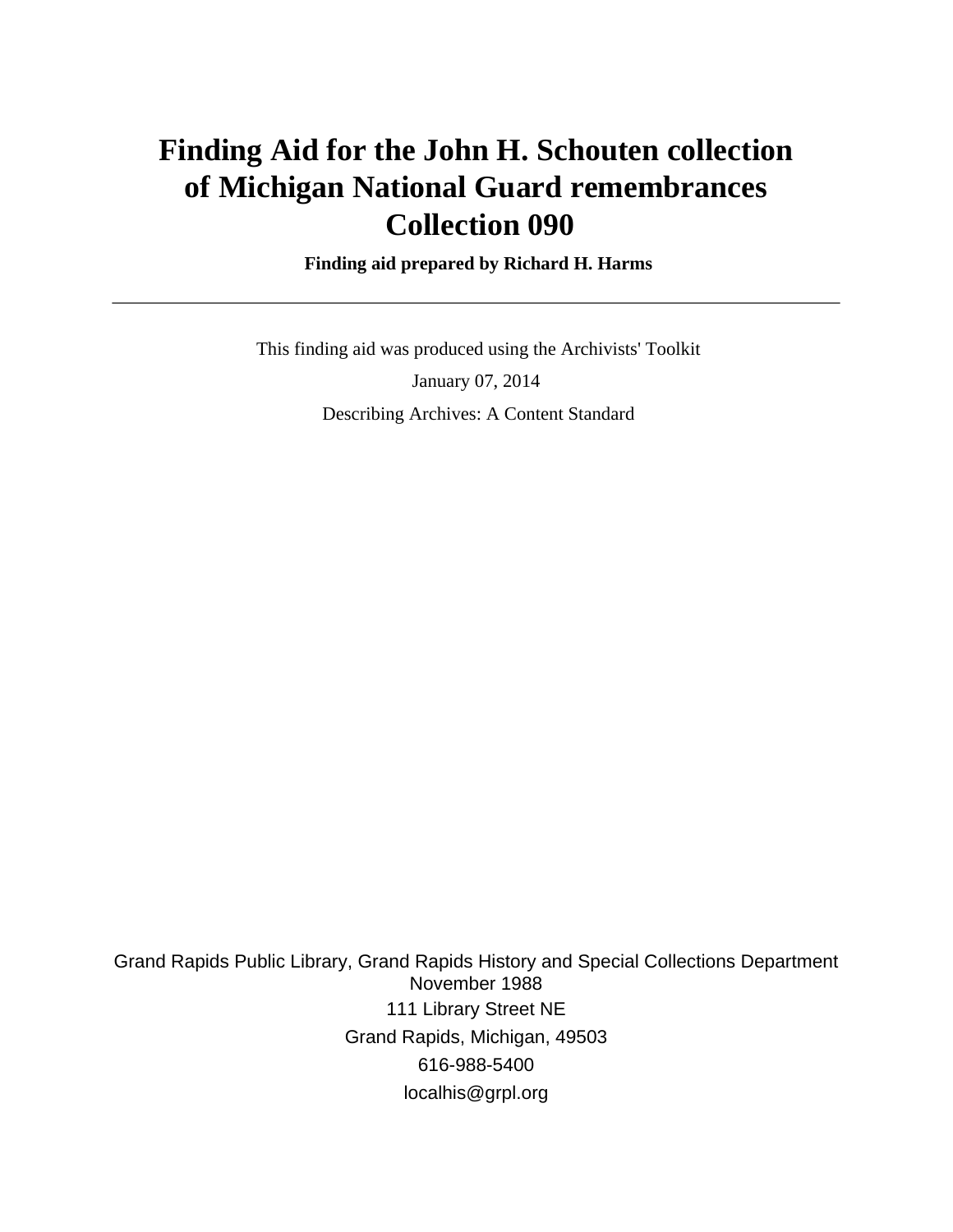# Finding Aid for the John H. Schouten collection of Michigan National Guard remembrances Collection 090

**Finding aid prepared by Richard H. Harms**

---

This finding aid was produced using the Archivists' Toolkit

January 07, 2014

Describing Archives: A Content Standard

Grand Rapids Public Library, Grand Rapids History and Special Collections Department
November 1988
111 Library Street NE
Grand Rapids, Michigan, 49503
616-988-5400
localhis@grpl.org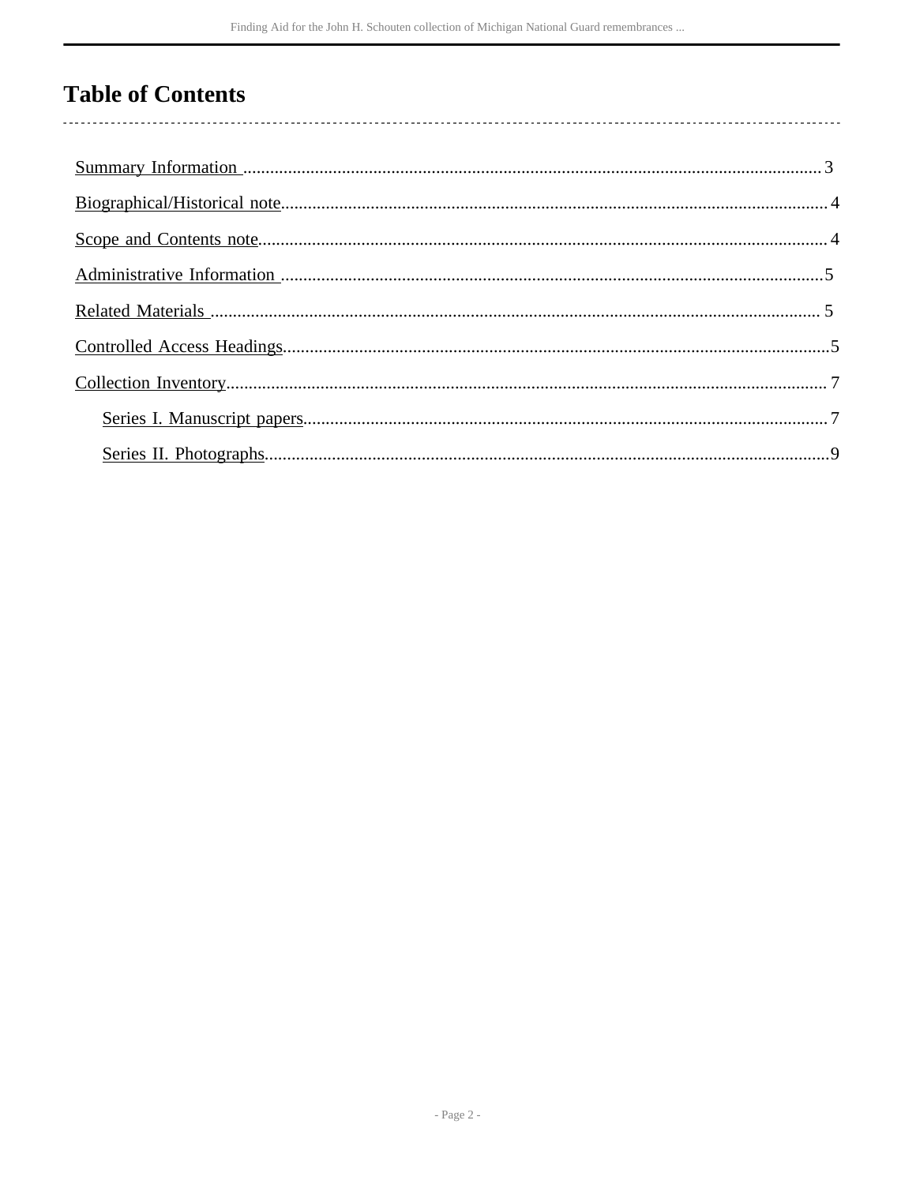# Table of Contents

Summary Information ........................................................................................................................ 3

Biographical/Historical note................................................................................................................ 4

Scope and Contents note..................................................................................................................... 4

Administrative Information ................................................................................................................5

Related Materials ................................................................................................................................ 5

Controlled Access Headings.................................................................................................................5

Collection Inventory............................................................................................................................ 7

- Series I. Manuscript papers........................................................................................................... 7
- Series II. Photographs....................................................................................................................9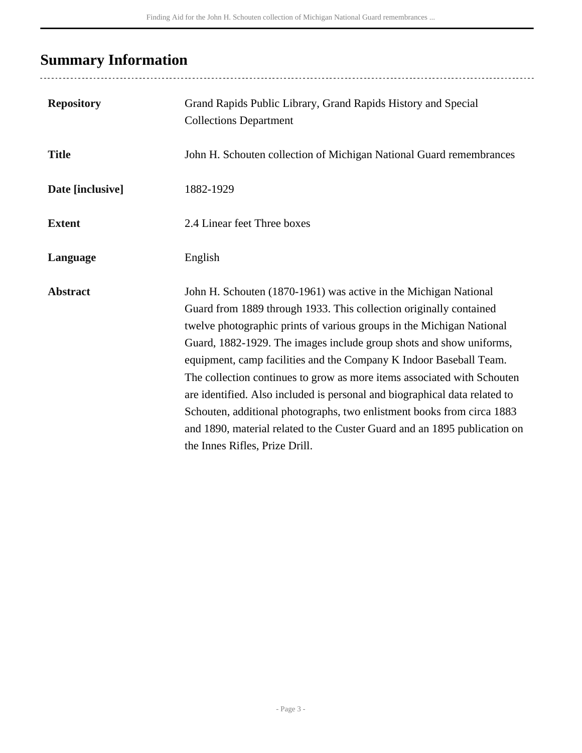## Summary Information

| | |
|---|---|
| **Repository** | Grand Rapids Public Library, Grand Rapids History and Special Collections Department |
| **Title** | John H. Schouten collection of Michigan National Guard remembrances |
| **Date [inclusive]** | 1882-1929 |
| **Extent** | 2.4 Linear feet Three boxes |
| **Language** | English |
| **Abstract** | John H. Schouten (1870-1961) was active in the Michigan National Guard from 1889 through 1933. This collection originally contained twelve photographic prints of various groups in the Michigan National Guard, 1882-1929. The images include group shots and show uniforms, equipment, camp facilities and the Company K Indoor Baseball Team. The collection continues to grow as more items associated with Schouten are identified. Also included is personal and biographical data related to Schouten, additional photographs, two enlistment books from circa 1883 and 1890, material related to the Custer Guard and an 1895 publication on the Innes Rifles, Prize Drill. |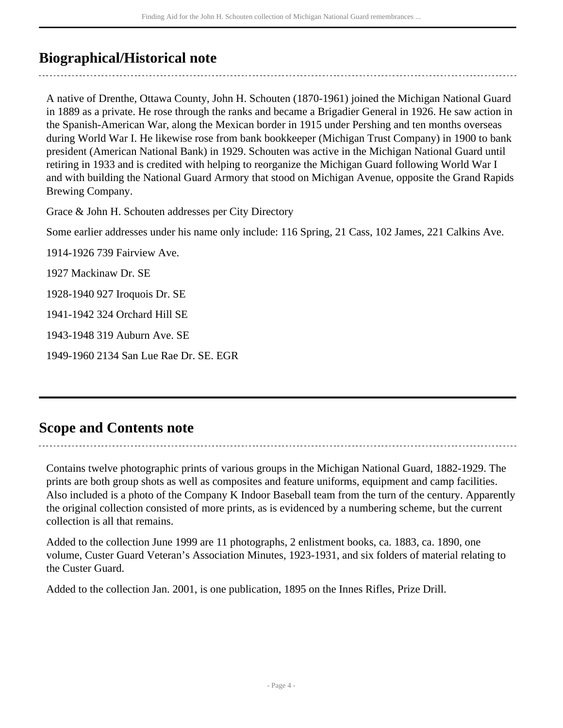## Biographical/Historical note

A native of Drenthe, Ottawa County, John H. Schouten (1870-1961) joined the Michigan National Guard in 1889 as a private. He rose through the ranks and became a Brigadier General in 1926. He saw action in the Spanish-American War, along the Mexican border in 1915 under Pershing and ten months overseas during World War I. He likewise rose from bank bookkeeper (Michigan Trust Company) in 1900 to bank president (American National Bank) in 1929. Schouten was active in the Michigan National Guard until retiring in 1933 and is credited with helping to reorganize the Michigan Guard following World War I and with building the National Guard Armory that stood on Michigan Avenue, opposite the Grand Rapids Brewing Company.

Grace & John H. Schouten addresses per City Directory

Some earlier addresses under his name only include: 116 Spring, 21 Cass, 102 James, 221 Calkins Ave.

1914-1926 739 Fairview Ave.

1927 Mackinaw Dr. SE

1928-1940 927 Iroquois Dr. SE

1941-1942 324 Orchard Hill SE

1943-1948 319 Auburn Ave. SE

1949-1960 2134 San Lue Rae Dr. SE. EGR

## Scope and Contents note

Contains twelve photographic prints of various groups in the Michigan National Guard, 1882-1929. The prints are both group shots as well as composites and feature uniforms, equipment and camp facilities. Also included is a photo of the Company K Indoor Baseball team from the turn of the century. Apparently the original collection consisted of more prints, as is evidenced by a numbering scheme, but the current collection is all that remains.

Added to the collection June 1999 are 11 photographs, 2 enlistment books, ca. 1883, ca. 1890, one volume, Custer Guard Veteran's Association Minutes, 1923-1931, and six folders of material relating to the Custer Guard.

Added to the collection Jan. 2001, is one publication, 1895 on the Innes Rifles, Prize Drill.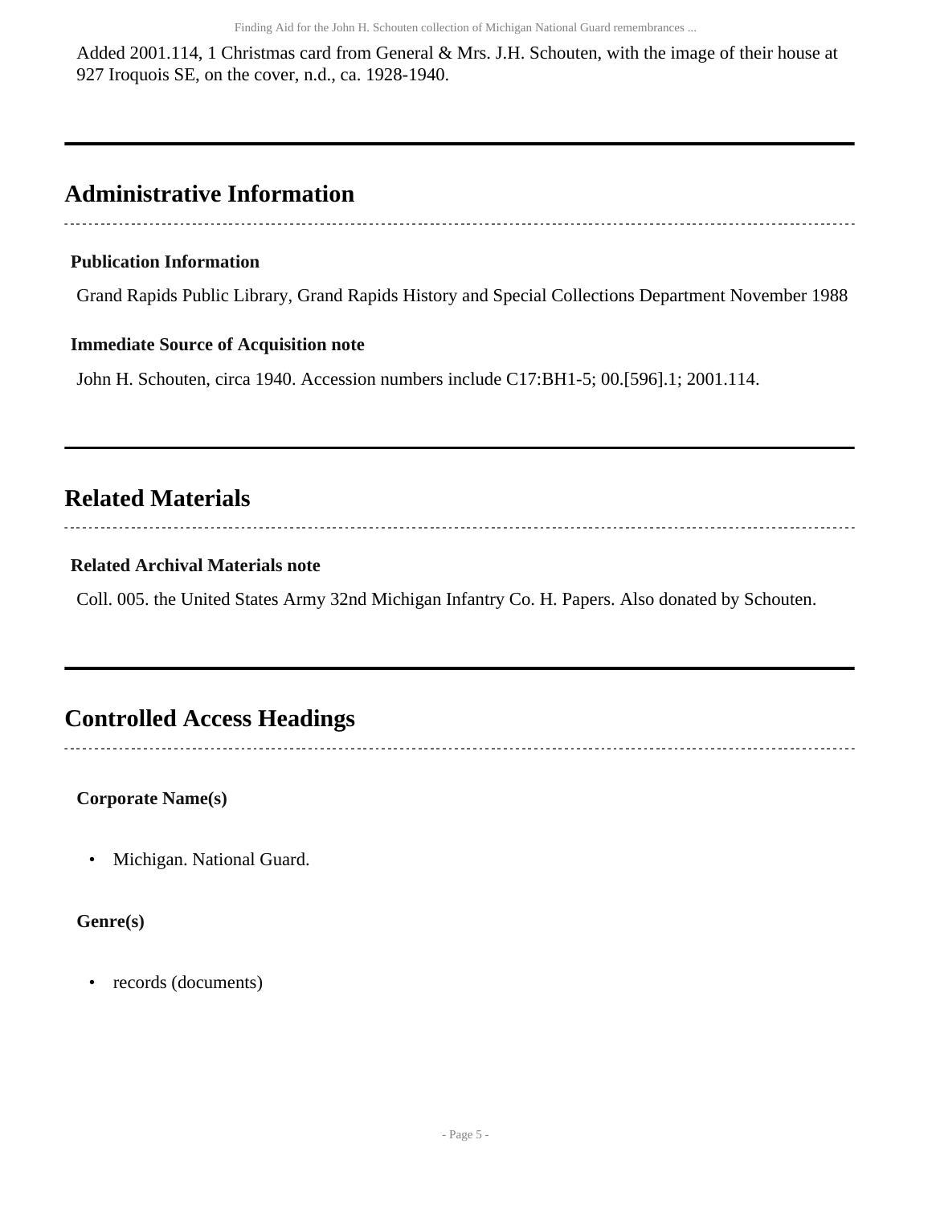Added 2001.114, 1 Christmas card from General & Mrs. J.H. Schouten, with the image of their house at 927 Iroquois SE, on the cover, n.d., ca. 1928-1940.

## Administrative Information

### Publication Information

Grand Rapids Public Library, Grand Rapids History and Special Collections Department November 1988

### Immediate Source of Acquisition note

John H. Schouten, circa 1940. Accession numbers include C17:BH1-5; 00.[596].1; 2001.114.

## Related Materials

### Related Archival Materials note

Coll. 005. the United States Army 32nd Michigan Infantry Co. H. Papers. Also donated by Schouten.

## Controlled Access Headings

**Corporate Name(s)**

- Michigan. National Guard.

**Genre(s)**

- records (documents)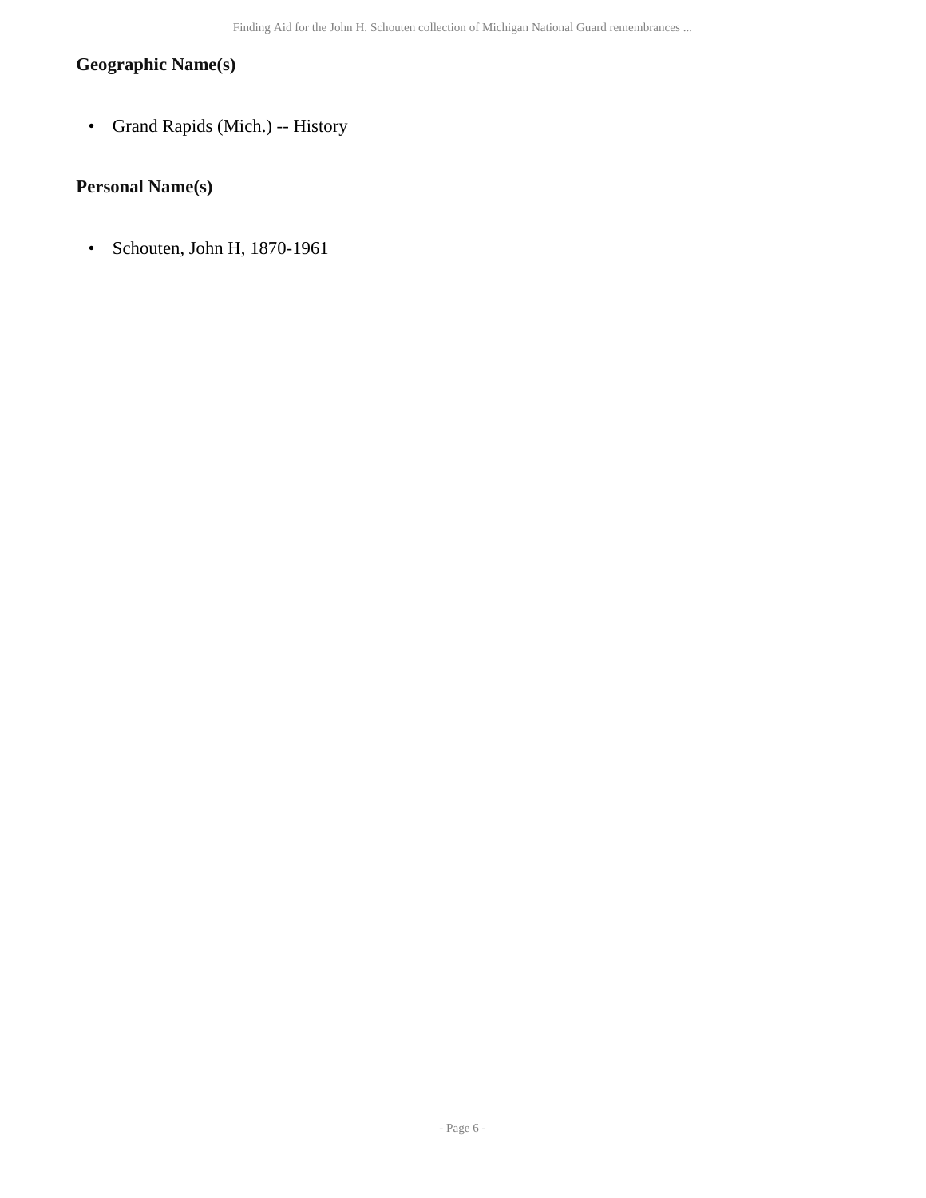### Geographic Name(s)

- Grand Rapids (Mich.) -- History

### Personal Name(s)

- Schouten, John H, 1870-1961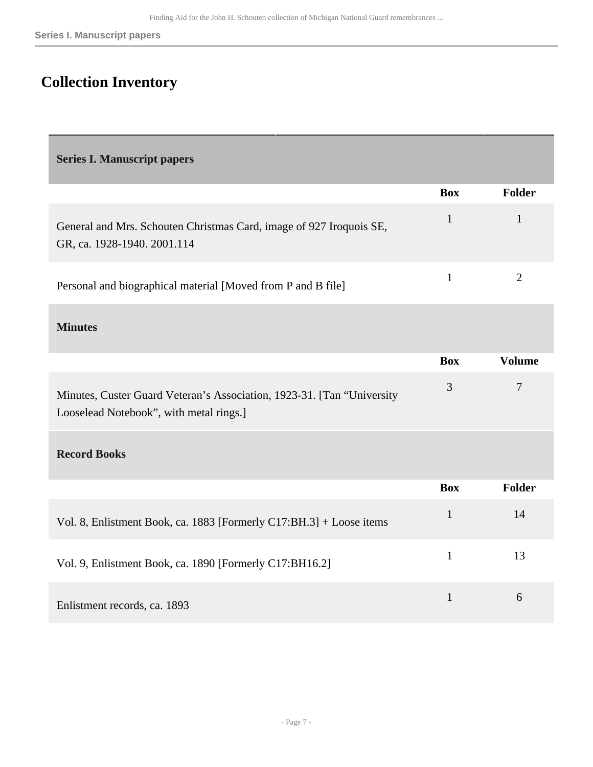# Collection Inventory

## Series I. Manuscript papers

| | Box | Folder |
|---|---|---|
| General and Mrs. Schouten Christmas Card, image of 927 Iroquois SE, GR, ca. 1928-1940. 2001.114 | 1 | 1 |
| Personal and biographical material [Moved from P and B file] | 1 | 2 |

### Minutes

| | Box | Volume |
|---|---|---|
| Minutes, Custer Guard Veteran’s Association, 1923-31. [Tan “University Looselead Notebook”, with metal rings.] | 3 | 7 |

### Record Books

| | Box | Folder |
|---|---|---|
| Vol. 8, Enlistment Book, ca. 1883 [Formerly C17:BH.3] + Loose items | 1 | 14 |
| Vol. 9, Enlistment Book, ca. 1890 [Formerly C17:BH16.2] | 1 | 13 |
| Enlistment records, ca. 1893 | 1 | 6 |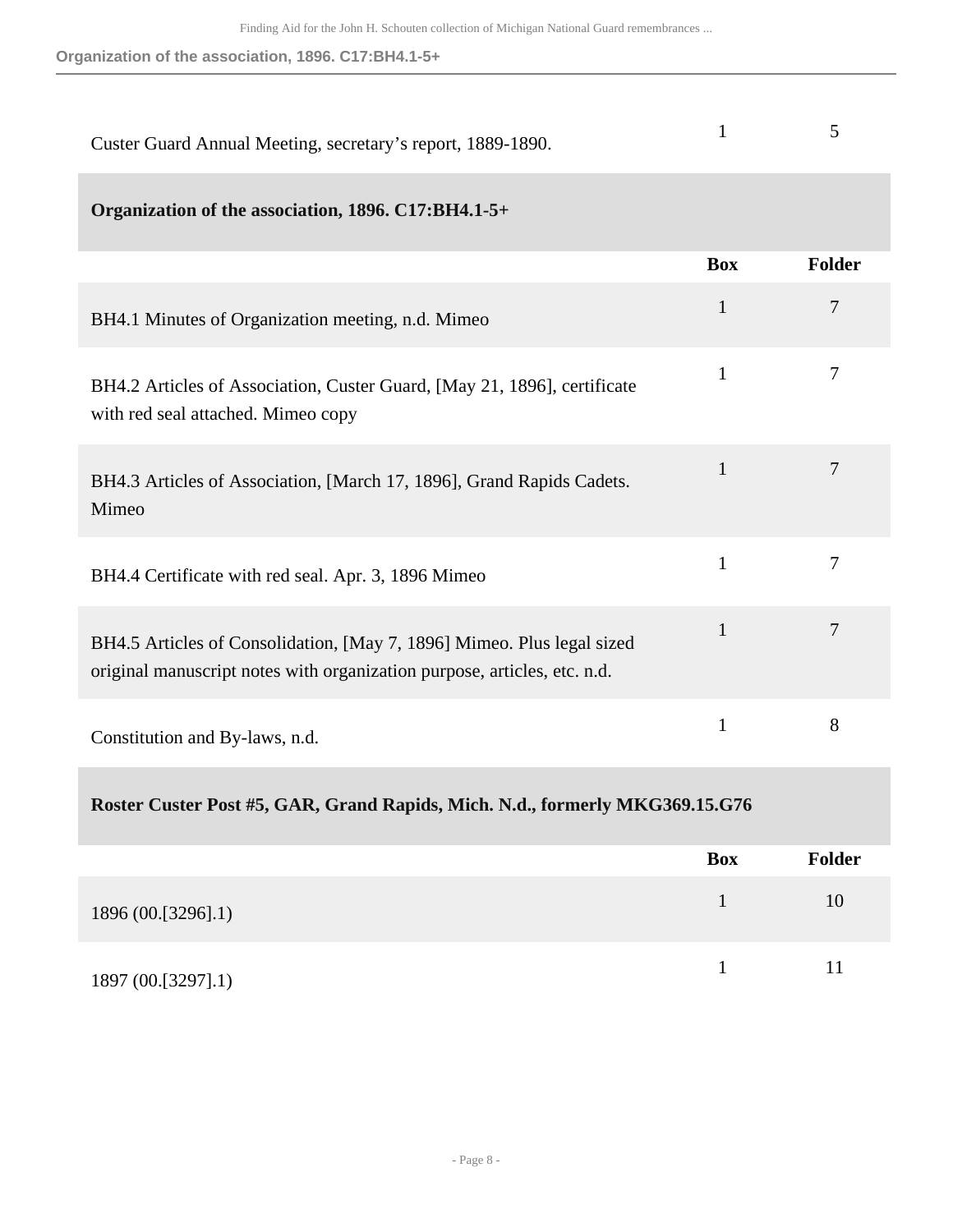| | Box | Folder |
|---|---|---|
| Custer Guard Annual Meeting, secretary’s report, 1889-1890. | 1 | 5 |

### Organization of the association, 1896. C17:BH4.1-5+

| | Box | Folder |
|---|---|---|
| BH4.1 Minutes of Organization meeting, n.d. Mimeo | 1 | 7 |
| BH4.2 Articles of Association, Custer Guard, [May 21, 1896], certificate with red seal attached. Mimeo copy | 1 | 7 |
| BH4.3 Articles of Association, [March 17, 1896], Grand Rapids Cadets. Mimeo | 1 | 7 |
| BH4.4 Certificate with red seal. Apr. 3, 1896 Mimeo | 1 | 7 |
| BH4.5 Articles of Consolidation, [May 7, 1896] Mimeo. Plus legal sized original manuscript notes with organization purpose, articles, etc. n.d. | 1 | 7 |
| Constitution and By-laws, n.d. | 1 | 8 |

### Roster Custer Post #5, GAR, Grand Rapids, Mich. N.d., formerly MKG369.15.G76

| | Box | Folder |
|---|---|---|
| 1896 (00.[3296].1) | 1 | 10 |
| 1897 (00.[3297].1) | 1 | 11 |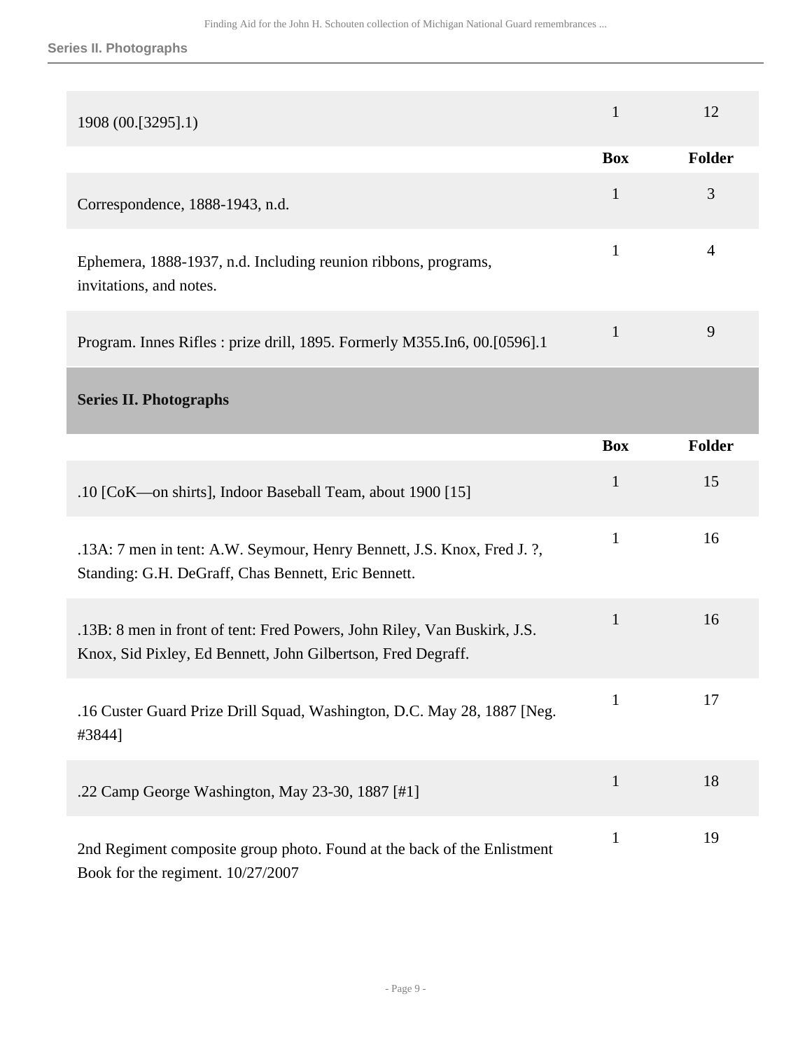| | Box | Folder |
|---|---|---|
| 1908 (00.[3295].1) | 1 | 12 |

| | Box | Folder |
|---|---|---|
| Correspondence, 1888-1943, n.d. | 1 | 3 |
| Ephemera, 1888-1937, n.d. Including reunion ribbons, programs, invitations, and notes. | 1 | 4 |
| Program. Innes Rifles : prize drill, 1895. Formerly M355.In6, 00.[0596].1 | 1 | 9 |

## Series II. Photographs

| | Box | Folder |
|---|---|---|
| .10 [CoK—on shirts], Indoor Baseball Team, about 1900 [15] | 1 | 15 |
| .13A: 7 men in tent: A.W. Seymour, Henry Bennett, J.S. Knox, Fred J. ?, Standing: G.H. DeGraff, Chas Bennett, Eric Bennett. | 1 | 16 |
| .13B: 8 men in front of tent: Fred Powers, John Riley, Van Buskirk, J.S. Knox, Sid Pixley, Ed Bennett, John Gilbertson, Fred Degraff. | 1 | 16 |
| .16 Custer Guard Prize Drill Squad, Washington, D.C. May 28, 1887 [Neg. #3844] | 1 | 17 |
| .22 Camp George Washington, May 23-30, 1887 [#1] | 1 | 18 |
| 2nd Regiment composite group photo. Found at the back of the Enlistment Book for the regiment. 10/27/2007 | 1 | 19 |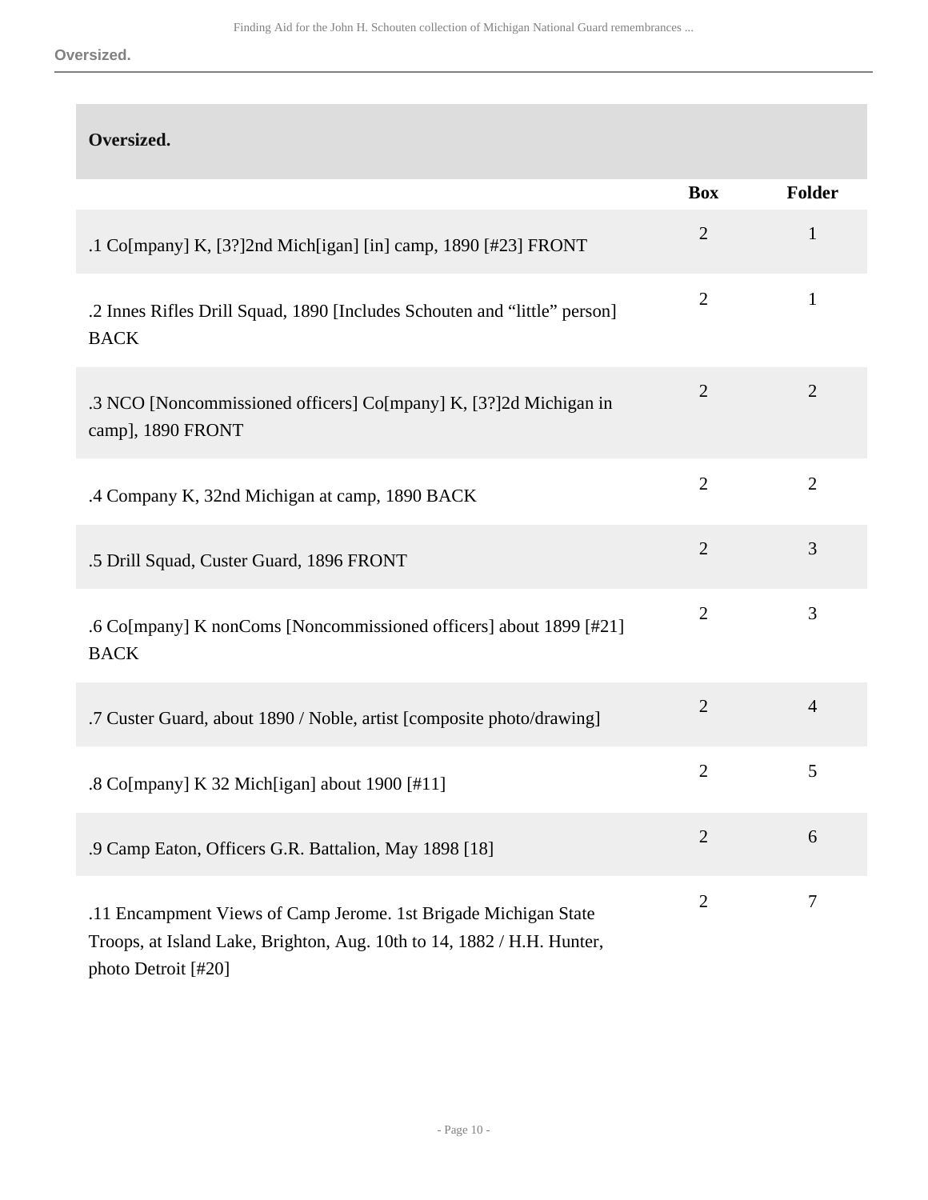## Oversized.

| | Box | Folder |
|---|---|---|
| .1 Co[mpany] K, [3?]2nd Mich[igan] [in] camp, 1890 [#23] FRONT | 2 | 1 |
| .2 Innes Rifles Drill Squad, 1890 [Includes Schouten and “little” person] BACK | 2 | 1 |
| .3 NCO [Noncommissioned officers] Co[mpany] K, [3?]2d Michigan in camp], 1890 FRONT | 2 | 2 |
| .4 Company K, 32nd Michigan at camp, 1890 BACK | 2 | 2 |
| .5 Drill Squad, Custer Guard, 1896 FRONT | 2 | 3 |
| .6 Co[mpany] K nonComs [Noncommissioned officers] about 1899 [#21] BACK | 2 | 3 |
| .7 Custer Guard, about 1890 / Noble, artist [composite photo/drawing] | 2 | 4 |
| .8 Co[mpany] K 32 Mich[igan] about 1900 [#11] | 2 | 5 |
| .9 Camp Eaton, Officers G.R. Battalion, May 1898 [18] | 2 | 6 |
| .11 Encampment Views of Camp Jerome. 1st Brigade Michigan State Troops, at Island Lake, Brighton, Aug. 10th to 14, 1882 / H.H. Hunter, photo Detroit [#20] | 2 | 7 |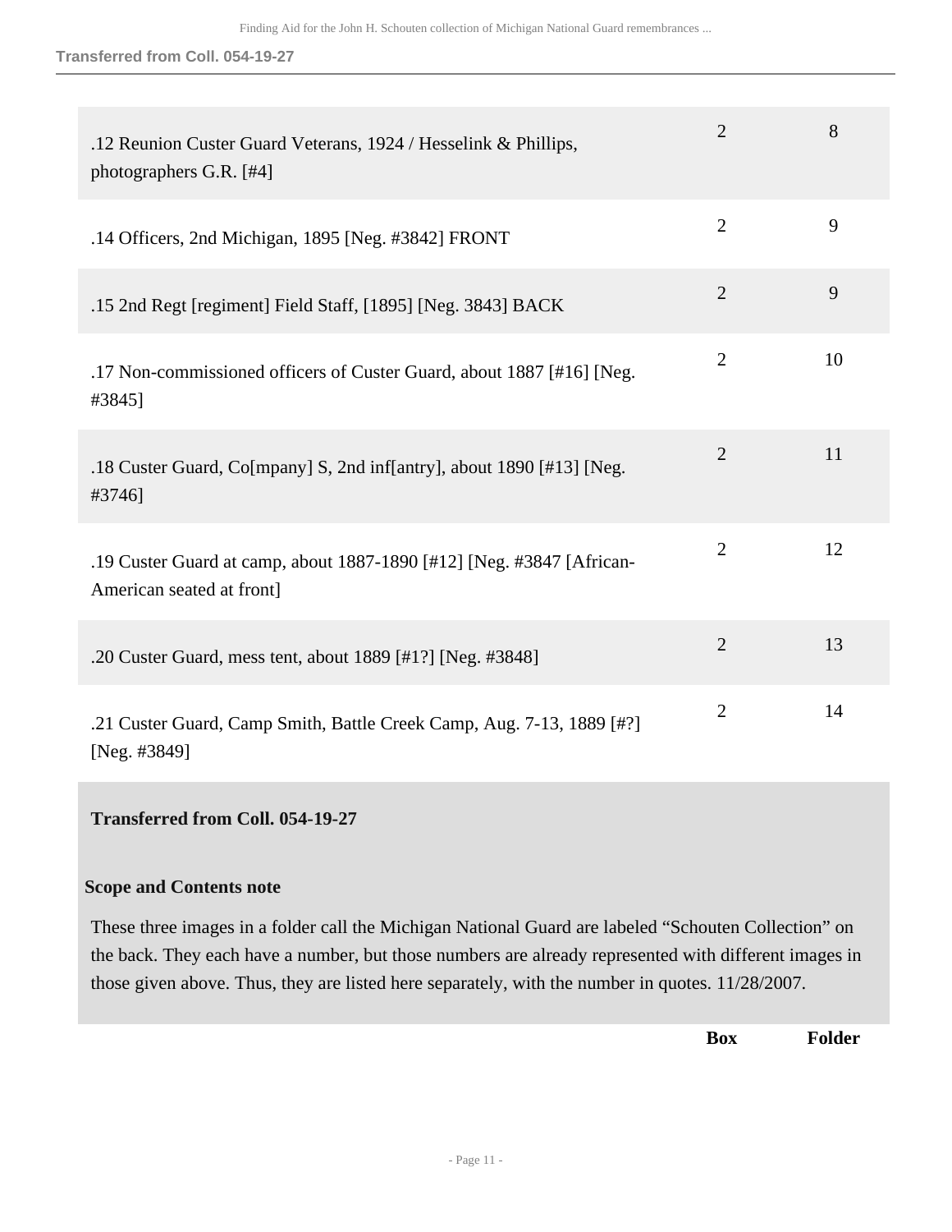| | Box | Folder |
|---|---|---|
| .12 Reunion Custer Guard Veterans, 1924 / Hesselink & Phillips, photographers G.R. [#4] | 2 | 8 |
| .14 Officers, 2nd Michigan, 1895 [Neg. #3842] FRONT | 2 | 9 |
| .15 2nd Regt [regiment] Field Staff, [1895] [Neg. 3843] BACK | 2 | 9 |
| .17 Non-commissioned officers of Custer Guard, about 1887 [#16] [Neg. #3845] | 2 | 10 |
| .18 Custer Guard, Co[mpany] S, 2nd inf[antry], about 1890 [#13] [Neg. #3746] | 2 | 11 |
| .19 Custer Guard at camp, about 1887-1890 [#12] [Neg. #3847 [African-American seated at front] | 2 | 12 |
| .20 Custer Guard, mess tent, about 1889 [#1?] [Neg. #3848] | 2 | 13 |
| .21 Custer Guard, Camp Smith, Battle Creek Camp, Aug. 7-13, 1889 [#?] [Neg. #3849] | 2 | 14 |

**Transferred from Coll. 054-19-27**

**Scope and Contents note**

These three images in a folder call the Michigan National Guard are labeled "Schouten Collection" on the back. They each have a number, but those numbers are already represented with different images in those given above. Thus, they are listed here separately, with the number in quotes. 11/28/2007.

| | Box | Folder |
|---|---|---|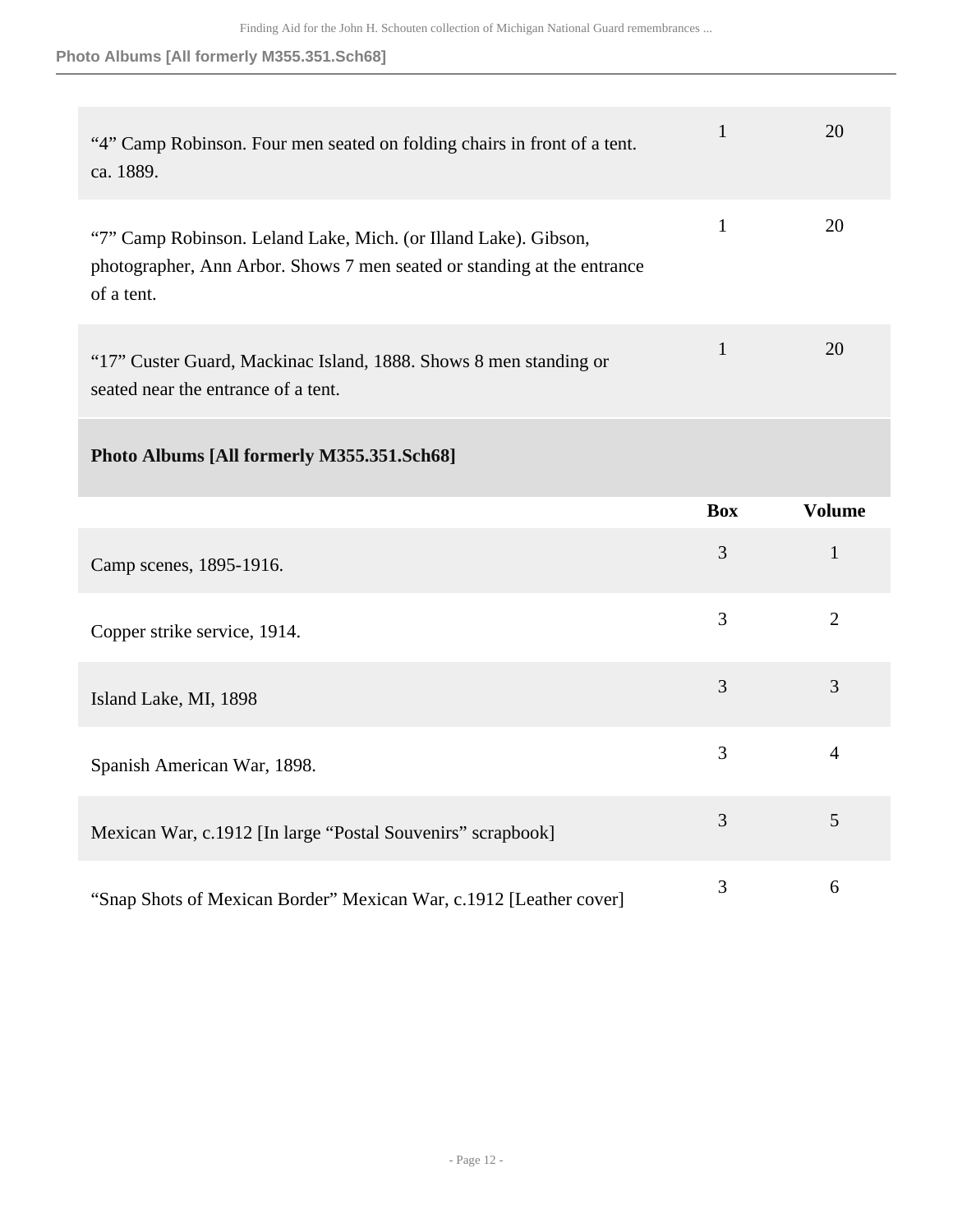| | | |
|---|---|---|
| "4" Camp Robinson. Four men seated on folding chairs in front of a tent. ca. 1889. | 1 | 20 |
| "7" Camp Robinson. Leland Lake, Mich. (or Illand Lake). Gibson, photographer, Ann Arbor. Shows 7 men seated or standing at the entrance of a tent. | 1 | 20 |
| "17" Custer Guard, Mackinac Island, 1888. Shows 8 men standing or seated near the entrance of a tent. | 1 | 20 |

### Photo Albums [All formerly M355.351.Sch68]

| | Box | Volume |
|---|---|---|
| Camp scenes, 1895-1916. | 3 | 1 |
| Copper strike service, 1914. | 3 | 2 |
| Island Lake, MI, 1898 | 3 | 3 |
| Spanish American War, 1898. | 3 | 4 |
| Mexican War, c.1912 [In large "Postal Souvenirs" scrapbook] | 3 | 5 |
| "Snap Shots of Mexican Border" Mexican War, c.1912 [Leather cover] | 3 | 6 |